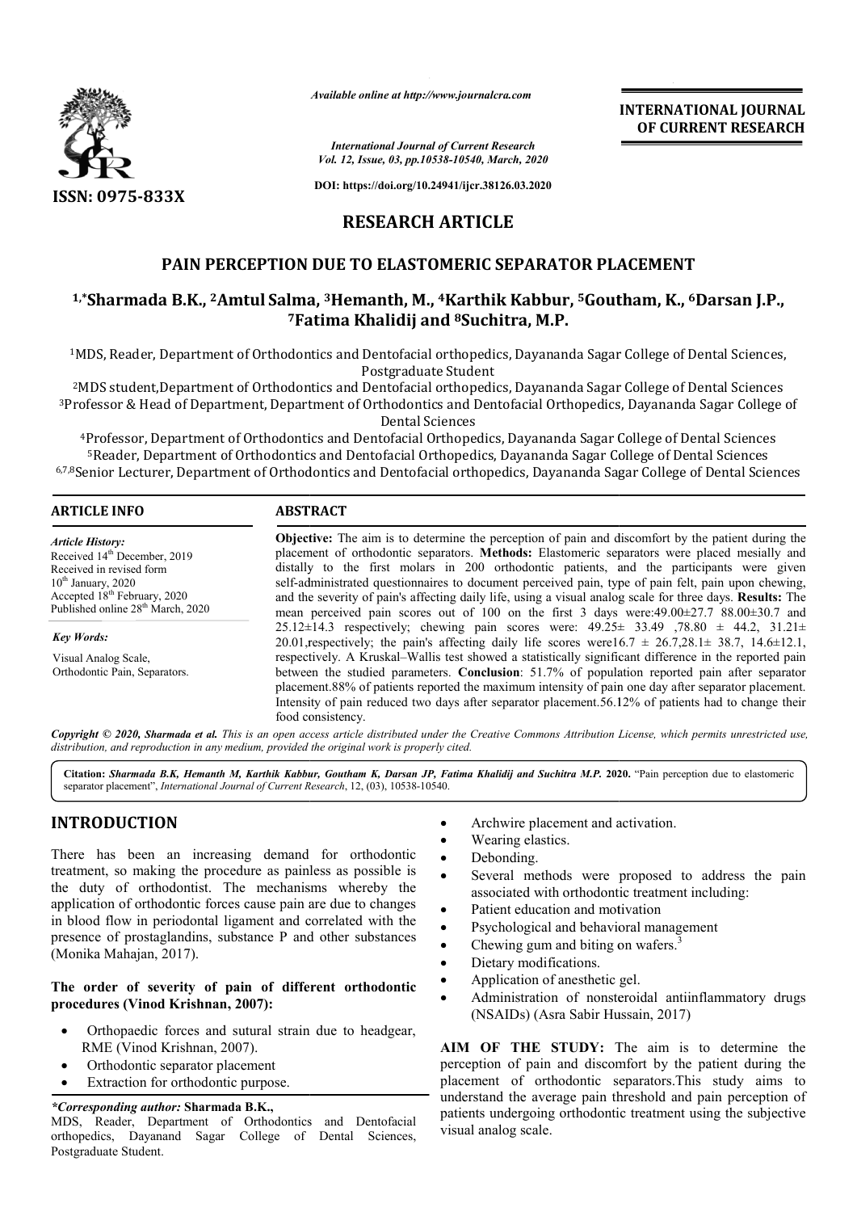# RESEARCH ARTICLE

# PAIN PERCEPTION DUE TO ELASTOMERIC SEPARATOR PLACEMENT

**[1,*]Sharmada B.K., [2]Amtul Salma, [3]Hemanth, M., [4]Karthik Kabbur, [5]Goutham, K., [6]Darsan J.P., [7]Fatima Khalidij and [8]Suchitra, M.P.**

[1]MDS, Reader, Department of Orthodontics and Dentofacial orthopedics, Dayananda Sagar College of Dental Sciences, Postgraduate Student

[2]MDS student,Department of Orthodontics and Dentofacial orthopedics, Dayananda Sagar College of Dental Sciences

[3]Professor & Head of Department, Department of Orthodontics and Dentofacial Orthopedics, Dayananda Sagar College of Dental Sciences

[4]Professor, Department of Orthodontics and Dentofacial Orthopedics, Dayananda Sagar College of Dental Sciences

[5]Reader, Department of Orthodontics and Dentofacial Orthopedics, Dayananda Sagar College of Dental Sciences

[6,7,8]Senior Lecturer, Department of Orthodontics and Dentofacial orthopedics, Dayananda Sagar College of Dental Sciences

## ARTICLE INFO

*Article History:*

Received 14th December, 2019
Received in revised form 10th January, 2020
Accepted 18th February, 2020
Published online 28th March, 2020

*Key Words:*

Visual Analog Scale, Orthodontic Pain, Separators.

## ABSTRACT

**Objective:** The aim is to determine the perception of pain and discomfort by the patient during the placement of orthodontic separators. **Methods:** Elastomeric separators were placed mesially and distally to the first molars in 200 orthodontic patients, and the participants were given self-administrated questionnaires to document perceived pain, type of pain felt, pain upon chewing, and the severity of pain's affecting daily life, using a visual analog scale for three days. **Results:** The mean perceived pain scores out of 100 on the first 3 days were:49.00±27.7 88.00±30.7 and 25.12±14.3 respectively; chewing pain scores were: 49.25± 33.49 ,78.80 ± 44.2, 31.21± 20.01,respectively; the pain's affecting daily life scores were16.7 ± 26.7,28.1± 38.7, 14.6±12.1, respectively. A Kruskal–Wallis test showed a statistically significant difference in the reported pain between the studied parameters. **Conclusion**: 51.7% of population reported pain after separator placement.88% of patients reported the maximum intensity of pain one day after separator placement. Intensity of pain reduced two days after separator placement.56.12% of patients had to change their food consistency.

*Copyright © 2020, Sharmada et al. This is an open access article distributed under the Creative Commons Attribution License, which permits unrestricted use, distribution, and reproduction in any medium, provided the original work is properly cited.*

**Citation:** *Sharmada B.K, Hemanth M, Karthik Kabbur, Goutham K, Darsan JP, Fatima Khalidij and Suchitra M.P.* **2020.** "Pain perception due to elastomeric separator placement", *International Journal of Current Research*, 12, (03), 10538-10540.

## INTRODUCTION

There has been an increasing demand for orthodontic treatment, so making the procedure as painless as possible is the duty of orthodontist. The mechanisms whereby the application of orthodontic forces cause pain are due to changes in blood flow in periodontal ligament and correlated with the presence of prostaglandins, substance P and other substances (Monika Mahajan, 2017).

**The order of severity of pain of different orthodontic procedures (Vinod Krishnan, 2007):**

- Orthopaedic forces and sutural strain due to headgear, RME (Vinod Krishnan, 2007).
- Orthodontic separator placement
- Extraction for orthodontic purpose.
- Archwire placement and activation.
- Wearing elastics.
- Debonding.
- Several methods were proposed to address the pain associated with orthodontic treatment including:
- Patient education and motivation
- Psychological and behavioral management
- Chewing gum and biting on wafers.[3]
- Dietary modifications.
- Application of anesthetic gel.
- Administration of nonsteroidal antiinflammatory drugs (NSAIDs) (Asra Sabir Hussain, 2017)

**AIM OF THE STUDY:** The aim is to determine the perception of pain and discomfort by the patient during the placement of orthodontic separators.This study aims to understand the average pain threshold and pain perception of patients undergoing orthodontic treatment using the subjective visual analog scale.

**\*Corresponding author:** **Sharmada B.K.,**
MDS, Reader, Department of Orthodontics and Dentofacial orthopedics, Dayanand Sagar College of Dental Sciences, Postgraduate Student.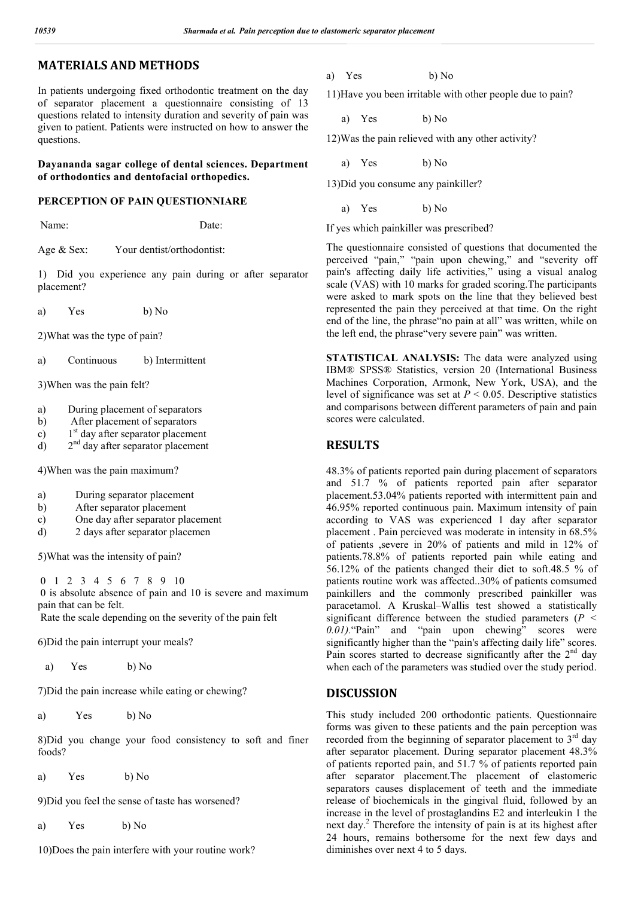## MATERIALS AND METHODS

In patients undergoing fixed orthodontic treatment on the day of separator placement a questionnaire consisting of 13 questions related to intensity duration and severity of pain was given to patient. Patients were instructed on how to answer the questions.

**Dayananda sagar college of dental sciences. Department of orthodontics and dentofacial orthopedics.**

**PERCEPTION OF PAIN QUESTIONNIARE**

Name: Date:

Age & Sex: Your dentist/orthodontist:

1) Did you experience any pain during or after separator placement?

a) Yes b) No

2)What was the type of pain?

a) Continuous b) Intermittent

3)When was the pain felt?

a) During placement of separators
b) After placement of separators
c) 1st day after separator placement
d) 2nd day after separator placement

4)When was the pain maximum?

a) During separator placement
b) After separator placement
c) One day after separator placement
d) 2 days after separator placemen

5)What was the intensity of pain?

0 1 2 3 4 5 6 7 8 9 10

0 is absolute absence of pain and 10 is severe and maximum pain that can be felt.

Rate the scale depending on the severity of the pain felt

6)Did the pain interrupt your meals?

a) Yes b) No

7)Did the pain increase while eating or chewing?

a) Yes b) No

8)Did you change your food consistency to soft and finer foods?

a) Yes b) No

9)Did you feel the sense of taste has worsened?

a) Yes b) No

10)Does the pain interfere with your routine work?

a) Yes b) No

11)Have you been irritable with other people due to pain?

a) Yes b) No

12)Was the pain relieved with any other activity?

a) Yes b) No

13)Did you consume any painkiller?

a) Yes b) No

If yes which painkiller was prescribed?

The questionnaire consisted of questions that documented the perceived "pain," "pain upon chewing," and "severity off pain's affecting daily life activities," using a visual analog scale (VAS) with 10 marks for graded scoring.The participants were asked to mark spots on the line that they believed best represented the pain they perceived at that time. On the right end of the line, the phrase"no pain at all" was written, while on the left end, the phrase"very severe pain" was written.

**STATISTICAL ANALYSIS:** The data were analyzed using IBM® SPSS® Statistics, version 20 (International Business Machines Corporation, Armonk, New York, USA), and the level of significance was set at $P < 0.05$. Descriptive statistics and comparisons between different parameters of pain and pain scores were calculated.

## RESULTS

48.3% of patients reported pain during placement of separators and 51.7 % of patients reported pain after separator placement.53.04% patients reported with intermittent pain and 46.95% reported continuous pain. Maximum intensity of pain according to VAS was experienced 1 day after separator placement . Pain percieved was moderate in intensity in 68.5% of patients ,severe in 20% of patients and mild in 12% of patients.78.8% of patients reported pain while eating and 56.12% of the patients changed their diet to soft.48.5 % of patients routine work was affected..30% of patients comsumed painkillers and the commonly prescribed painkiller was paracetamol. A Kruskal–Wallis test showed a statistically significant difference between the studied parameters (*$P < 0.01$).*"Pain" and "pain upon chewing" scores were significantly higher than the "pain's affecting daily life" scores. Pain scores started to decrease significantly after the 2nd day when each of the parameters was studied over the study period.

## DISCUSSION

This study included 200 orthodontic patients. Questionnaire forms was given to these patients and the pain perception was recorded from the beginning of separator placement to 3rd day after separator placement. During separator placement 48.3% of patients reported pain, and 51.7 % of patients reported pain after separator placement.The placement of elastomeric separators causes displacement of teeth and the immediate release of biochemicals in the gingival fluid, followed by an increase in the level of prostaglandins E2 and interleukin 1 the next day.[2] Therefore the intensity of pain is at its highest after 24 hours, remains bothersome for the next few days and diminishes over next 4 to 5 days.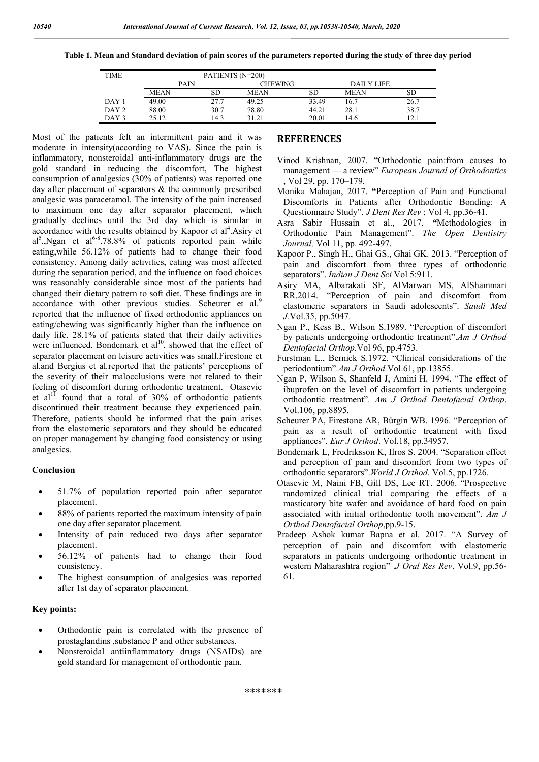**Table 1. Mean and Standard deviation of pain scores of the parameters reported during the study of three day period**

| TIME | PATIENTS (N=200) | | | | | |
|---|---|---|---|---|---|---|
| | PAIN | | CHEWING | | DAILY LIFE | |
| | MEAN | SD | MEAN | SD | MEAN | SD |
| DAY 1 | 49.00 | 27.7 | 49.25 | 33.49 | 16.7 | 26.7 |
| DAY 2 | 88.00 | 30.7 | 78.80 | 44.21 | 28.1 | 38.7 |
| DAY 3 | 25.12 | 14.3 | 31.21 | 20.01 | 14.6 | 12.1 |

Most of the patients felt an intermittent pain and it was moderate in intensity(according to VAS). Since the pain is inflammatory, nonsteroidal anti-inflammatory drugs are the gold standard in reducing the discomfort, The highest consumption of analgesics (30% of patients) was reported one day after placement of separators & the commonly prescribed analgesic was paracetamol. The intensity of the pain increased to maximum one day after separator placement, which gradually declines until the 3rd day which is similar in accordance with the results obtained by Kapoor et al[4].Asiry et al[5].,Ngan et al[6-8].78.8% of patients reported pain while eating,while 56.12% of patients had to change their food consistency. Among daily activities, eating was most affected during the separation period, and the influence on food choices was reasonably considerable since most of the patients had changed their dietary pattern to soft diet. These findings are in accordance with other previous studies. Scheurer et al.[9] reported that the influence of fixed orthodontic appliances on eating/chewing was significantly higher than the influence on daily life. 28.1% of patients stated that their daily activities were influenced. Bondemark et al[10]. showed that the effect of separator placement on leisure activities was small.Firestone et al.and Bergius et al.reported that the patients' perceptions of the severity of their malocclusions were not related to their feeling of discomfort during orthodontic treatment. Otasevic et al[11] found that a total of 30% of orthodontic patients discontinued their treatment because they experienced pain. Therefore, patients should be informed that the pain arises from the elastomeric separators and they should be educated on proper management by changing food consistency or using analgesics.

### Conclusion

- 51.7% of population reported pain after separator placement.
- 88% of patients reported the maximum intensity of pain one day after separator placement.
- Intensity of pain reduced two days after separator placement.
- 56.12% of patients had to change their food consistency.
- The highest consumption of analgesics was reported after 1st day of separator placement.

### Key points:

- Orthodontic pain is correlated with the presence of prostaglandins ,substance P and other substances.
- Nonsteroidal antiinflammatory drugs (NSAIDs) are gold standard for management of orthodontic pain.

## REFERENCES

Vinod Krishnan, 2007. "Orthodontic pain:from causes to management — a review" *European Journal of Orthodontics* , Vol 29, pp. 170–179.

Monika Mahajan, 2017. **"**Perception of Pain and Functional Discomforts in Patients after Orthodontic Bonding: A Questionnaire Study". *J Dent Res Rev* ; Vol 4, pp.36-41.

Asra Sabir Hussain et al., 2017. **"**Methodologies in Orthodontic Pain Management". *The Open Dentistry Journal,* Vol 11, pp. 492-497.

Kapoor P., Singh H., Ghai GS., Ghai GK. 2013. "Perception of pain and discomfort from three types of orthodontic separators". *Indian J Dent Sci* Vol 5:911.

Asiry MA, Albarakati SF, AlMarwan MS, AlShammari RR.2014. "Perception of pain and discomfort from elastomeric separators in Saudi adolescents". *Saudi Med J.*Vol.35, pp.5047.

Ngan P., Kess B., Wilson S.1989. "Perception of discomfort by patients undergoing orthodontic treatment".*Am J Orthod Dentofacial Orthop.*Vol 96, pp.4753.

Furstman L., Bernick S.1972. "Clinical considerations of the periodontium".*Am J Orthod.*Vol.61, pp.13855.

Ngan P, Wilson S, Shanfeld J, Amini H. 1994. "The effect of ibuprofen on the level of discomfort in patients undergoing orthodontic treatment". *Am J Orthod Dentofacial Orthop*. Vol.106, pp.8895.

Scheurer PA, Firestone AR, Bürgin WB. 1996. "Perception of pain as a result of orthodontic treatment with fixed appliances". *Eur J Orthod*. Vol.18, pp.34957.

Bondemark L, Fredriksson K, Ilros S. 2004. "Separation effect and perception of pain and discomfort from two types of orthodontic separators".*World J Orthod.* Vol.5, pp.1726.

Otasevic M, Naini FB, Gill DS, Lee RT. 2006. "Prospective randomized clinical trial comparing the effects of a masticatory bite wafer and avoidance of hard food on pain associated with initial orthodontic tooth movement". *Am J Orthod Dentofacial Orthop*,pp.9-15.

Pradeep Ashok kumar Bapna et al. 2017. "A Survey of perception of pain and discomfort with elastomeric separators in patients undergoing orthodontic treatment in western Maharashtra region" *.J Oral Res Rev*. Vol.9, pp.56-61.

\*\*\*\*\*\*\*